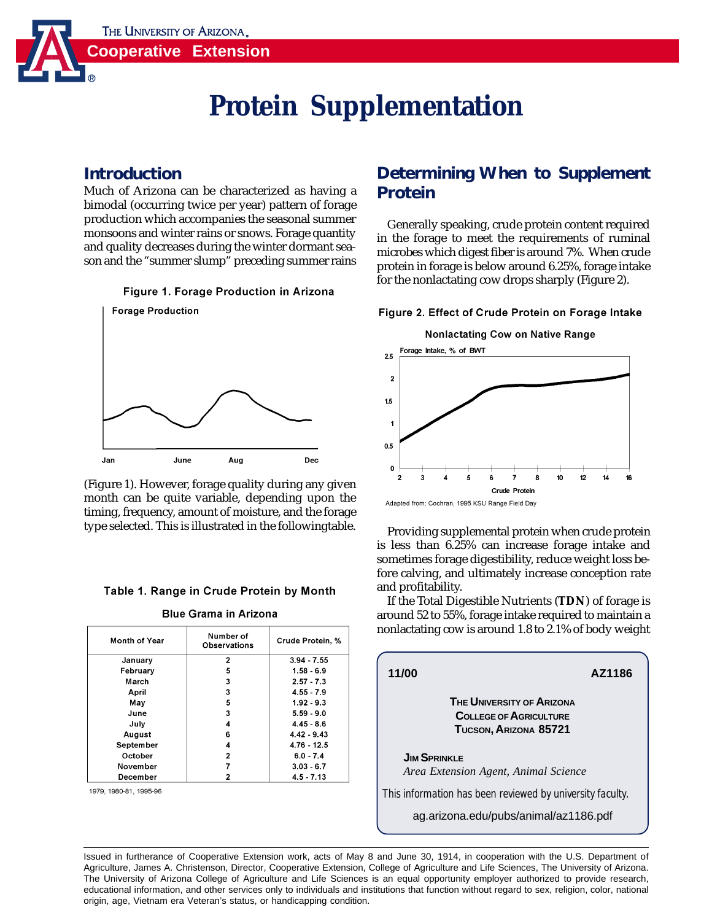# Protein Supplementation

## Introduction

Much of Arizona can be characterized as having a bimodal (occurring twice per year) pattern of forage production which accompanies the seasonal summer monsoons and winter rains or snows. Forage quantity and quality decreases during the winter dormant season and the "summer slump" preceding summer rains

**Figure 1. Forage Production in Arizona**

(Figure 1). However, forage quality during any given month can be quite variable, depending upon the timing, frequency, amount of moisture, and the forage type selected. This is illustrated in the followingtable.

**Table 1. Range in Crude Protein by Month**

**Blue Grama in Arizona**

| Month of Year | Number of Observations | Crude Protein, % |
|---|---|---|
| January | 2 | 3.94 - 7.55 |
| February | 5 | 1.58 - 6.9 |
| March | 3 | 2.57 - 7.3 |
| April | 3 | 4.55 - 7.9 |
| May | 5 | 1.92 - 9.3 |
| June | 3 | 5.59 - 9.0 |
| July | 4 | 4.45 - 8.6 |
| August | 6 | 4.42 - 9.43 |
| September | 4 | 4.76 - 12.5 |
| October | 2 | 6.0 - 7.4 |
| November | 7 | 3.03 - 6.7 |
| December | 2 | 4.5 - 7.13 |

1979, 1980-81, 1995-96

## Determining When to Supplement Protein

Generally speaking, crude protein content required in the forage to meet the requirements of ruminal microbes which digest fiber is around 7%. When crude protein in forage is below around 6.25%, forage intake for the nonlactating cow drops sharply (Figure 2).

**Figure 2. Effect of Crude Protein on Forage Intake**

Adapted from: Cochran, 1995 KSU Range Field Day

Providing supplemental protein when crude protein is less than 6.25% can increase forage intake and sometimes forage digestibility, reduce weight loss before calving, and ultimately increase conception rate and profitability.

If the Total Digestible Nutrients (**TDN**) of forage is around 52 to 55%, forage intake required to maintain a nonlactating cow is around 1.8 to 2.1% of body weight

**11/00** **AZ1186**

**The University of Arizona**
**College of Agriculture**
**Tucson, Arizona 85721**

**Jim Sprinkle**
*Area Extension Agent, Animal Science*

This information has been reviewed by university faculty.

ag.arizona.edu/pubs/animal/az1186.pdf

Issued in furtherance of Cooperative Extension work, acts of May 8 and June 30, 1914, in cooperation with the U.S. Department of Agriculture, James A. Christenson, Director, Cooperative Extension, College of Agriculture and Life Sciences, The University of Arizona. The University of Arizona College of Agriculture and Life Sciences is an equal opportunity employer authorized to provide research, educational information, and other services only to individuals and institutions that function without regard to sex, religion, color, national origin, age, Vietnam era Veteran's status, or handicapping condition.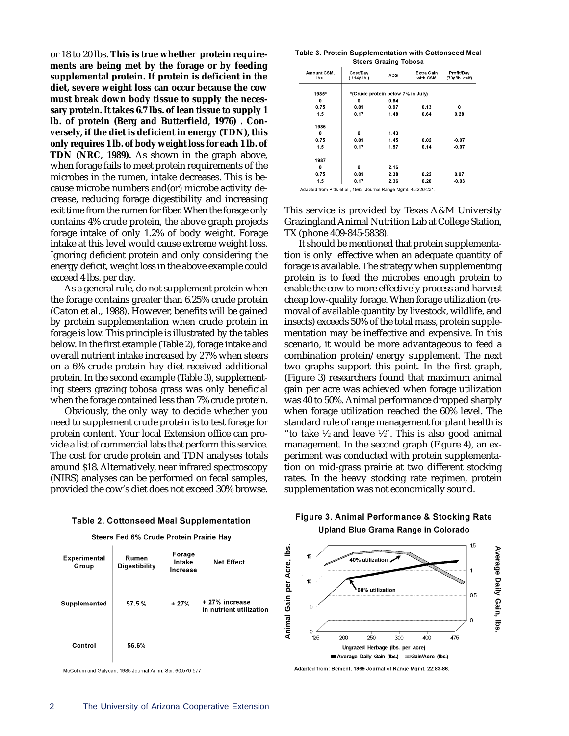or 18 to 20 lbs. **This is true whether protein requirements are being met by the forage or by feeding supplemental protein. If protein is deficient in the diet, severe weight loss can occur because the cow must break down body tissue to supply the necessary protein. It takes 6.7 lbs. of lean tissue to supply 1 lb. of protein (Berg and Butterfield, 1976) . Conversely, if the diet is deficient in energy (TDN), this only requires 1 lb. of body weight loss for each 1 lb. of TDN (NRC, 1989).** As shown in the graph above, when forage fails to meet protein requirements of the microbes in the rumen, intake decreases. This is because microbe numbers and(or) microbe activity decrease, reducing forage digestibility and increasing exit time from the rumen for fiber. When the forage only contains 4% crude protein, the above graph projects forage intake of only 1.2% of body weight. Forage intake at this level would cause extreme weight loss. Ignoring deficient protein and only considering the energy deficit, weight loss in the above example could exceed 4 lbs. per day.

As a general rule, do not supplement protein when the forage contains greater than 6.25% crude protein (Caton et al., 1988). However, benefits will be gained by protein supplementation when crude protein in forage is low. This principle is illustrated by the tables below. In the first example (Table 2), forage intake and overall nutrient intake increased by 27% when steers on a 6% crude protein hay diet received additional protein. In the second example (Table 3), supplementing steers grazing tobosa grass was only beneficial when the forage contained less than 7% crude protein.

Obviously, the only way to decide whether you need to supplement crude protein is to test forage for protein content. Your local Extension office can provide a list of commercial labs that perform this service. The cost for crude protein and TDN analyses totals around $18. Alternatively, near infrared spectroscopy (NIRS) analyses can be performed on fecal samples, provided the cow's diet does not exceed 30% browse.

**Table 3. Protein Supplementation with Cottonseed Meal**
**Steers Grazing Tobosa**

| Amount CSM, lbs. | Cost/Day (.114¢/lb.) | ADG | Extra Gain with CSM | Profit/Day (70¢/lb. calf) |
|---|---|---|---|---|
| 1985* | *(Crude protein below 7% in July) | | | |
| 0 | 0 | 0.84 | | |
| 0.75 | 0.09 | 0.97 | 0.13 | 0 |
| 1.5 | 0.17 | 1.48 | 0.64 | 0.28 |
| 1986 | | | | |
| 0 | 0 | 1.43 | | |
| 0.75 | 0.09 | 1.45 | 0.02 | -0.07 |
| 1.5 | 0.17 | 1.57 | 0.14 | -0.07 |
| 1987 | | | | |
| 0 | 0 | 2.16 | | |
| 0.75 | 0.09 | 2.38 | 0.22 | 0.07 |
| 1.5 | 0.17 | 2.36 | 0.20 | -0.03 |

Adapted from Pitts et al., 1992: Journal Range Mgmt. 45:226-231.

This service is provided by Texas A&M University Grazingland Animal Nutrition Lab at College Station, TX (phone 409-845-5838).

It should be mentioned that protein supplementation is only effective when an adequate quantity of forage is available. The strategy when supplementing protein is to feed the microbes enough protein to enable the cow to more effectively process and harvest cheap low-quality forage. When forage utilization (removal of available quantity by livestock, wildlife, and insects) exceeds 50% of the total mass, protein supplementation may be ineffective and expensive. In this scenario, it would be more advantageous to feed a combination protein/energy supplement. The next two graphs support this point. In the first graph, (Figure 3) researchers found that maximum animal gain per acre was achieved when forage utilization was 40 to 50%. Animal performance dropped sharply when forage utilization reached the 60% level. The standard rule of range management for plant health is "to take ½ and leave ½". This is also good animal management. In the second graph (Figure 4), an experiment was conducted with protein supplementation on mid-grass prairie at two different stocking rates. In the heavy stocking rate regimen, protein supplementation was not economically sound.

**Table 2. Cottonseed Meal Supplementation**
**Steers Fed 6% Crude Protein Prairie Hay**

| Experimental Group | Rumen Digestibility | Forage Intake Increase | Net Effect |
|---|---|---|---|
| Supplemented | 57.5 % | + 27% | + 27% increase in nutrient utilization |
| Control | 56.6% | | |

McCollum and Galyean, 1985 Journal Anim. Sci. 60:570-577.

**Figure 3. Animal Performance & Stocking Rate**
**Upland Blue Grama Range in Colorado**

Adapted from: Bement, 1969 Journal of Range Mgmt. 22:83-86.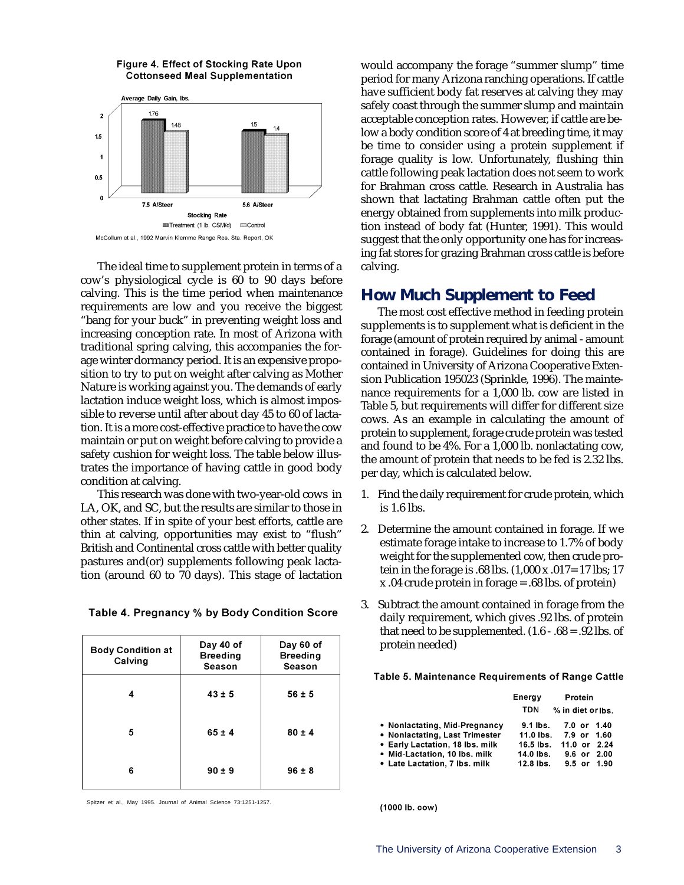**Figure 4. Effect of Stocking Rate Upon Cottonseed Meal Supplementation**

McCollum et al., 1992 Marvin Klemme Range Res. Sta. Report, OK

The ideal time to supplement protein in terms of a cow's physiological cycle is 60 to 90 days before calving. This is the time period when maintenance requirements are low and you receive the biggest "bang for your buck" in preventing weight loss and increasing conception rate. In most of Arizona with traditional spring calving, this accompanies the forage winter dormancy period. It is an expensive proposition to try to put on weight after calving as Mother Nature is working against you. The demands of early lactation induce weight loss, which is almost impossible to reverse until after about day 45 to 60 of lactation. It is a more cost-effective practice to have the cow maintain or put on weight before calving to provide a safety cushion for weight loss. The table below illustrates the importance of having cattle in good body condition at calving.

This research was done with two-year-old cows in LA, OK, and SC, but the results are similar to those in other states. If in spite of your best efforts, cattle are thin at calving, opportunities may exist to "flush" British and Continental cross cattle with better quality pastures and(or) supplements following peak lactation (around 60 to 70 days). This stage of lactation would accompany the forage "summer slump" time period for many Arizona ranching operations. If cattle have sufficient body fat reserves at calving they may safely coast through the summer slump and maintain acceptable conception rates. However, if cattle are below a body condition score of 4 at breeding time, it may be time to consider using a protein supplement if forage quality is low. Unfortunately, flushing thin cattle following peak lactation does not seem to work for Brahman cross cattle. Research in Australia has shown that lactating Brahman cattle often put the energy obtained from supplements into milk production instead of body fat (Hunter, 1991). This would suggest that the only opportunity one has for increasing fat stores for grazing Brahman cross cattle is before calving.

**Table 4. Pregnancy % by Body Condition Score**

| Body Condition at Calving | Day 40 of Breeding Season | Day 60 of Breeding Season |
|---|---|---|
| 4 | 43 ± 5 | 56 ± 5 |
| 5 | 65 ± 4 | 80 ± 4 |
| 6 | 90 ± 9 | 96 ± 8 |

Spitzer et al., May 1995. Journal of Animal Science 73:1251-1257.

## How Much Supplement to Feed

The most cost effective method in feeding protein supplements is to supplement what is deficient in the forage (amount of protein required by animal - amount contained in forage). Guidelines for doing this are contained in University of Arizona Cooperative Extension Publication 195023 (Sprinkle, 1996). The maintenance requirements for a 1,000 lb. cow are listed in Table 5, but requirements will differ for different size cows. As an example in calculating the amount of protein to supplement, forage crude protein was tested and found to be 4%. For a 1,000 lb. nonlactating cow, the amount of protein that needs to be fed is 2.32 lbs. per day, which is calculated below.

1. Find the daily requirement for crude protein, which is 1.6 lbs.
2. Determine the amount contained in forage. If we estimate forage intake to increase to 1.7% of body weight for the supplemented cow, then crude protein in the forage is .68 lbs. (1,000 x .017= 17 lbs; 17 x .04 crude protein in forage = .68 lbs. of protein)
3. Subtract the amount contained in forage from the daily requirement, which gives .92 lbs. of protein that need to be supplemented. (1.6 - .68 = .92 lbs. of protein needed)

**Table 5. Maintenance Requirements of Range Cattle**

| | Energy TDN | Protein % in diet or lbs. |
|---|---|---|
| • Nonlactating, Mid-Pregnancy | 9.1 lbs. | 7.0 or 1.40 |
| • Nonlactating, Last Trimester | 11.0 lbs. | 7.9 or 1.60 |
| • Early Lactation, 18 lbs. milk | 16.5 lbs. | 11.0 or 2.24 |
| • Mid-Lactation, 10 lbs. milk | 14.0 lbs. | 9.6 or 2.00 |
| • Late Lactation, 7 lbs. milk | 12.8 lbs. | 9.5 or 1.90 |

(1000 lb. cow)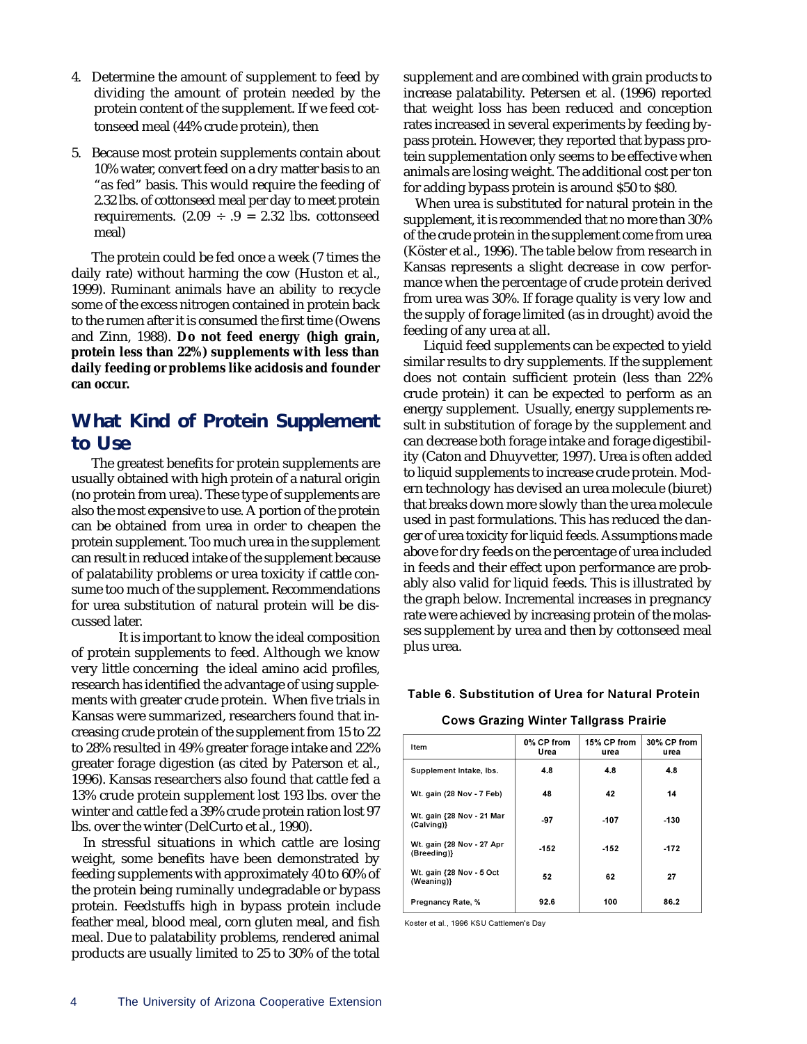4. Determine the amount of supplement to feed by dividing the amount of protein needed by the protein content of the supplement. If we feed cottonseed meal (44% crude protein), then

5. Because most protein supplements contain about 10% water, convert feed on a dry matter basis to an "as fed" basis. This would require the feeding of 2.32 lbs. of cottonseed meal per day to meet protein requirements. (2.09 ÷ .9 = 2.32 lbs. cottonseed meal)

The protein could be fed once a week (7 times the daily rate) without harming the cow (Huston et al., 1999). Ruminant animals have an ability to recycle some of the excess nitrogen contained in protein back to the rumen after it is consumed the first time (Owens and Zinn, 1988). **Do not feed energy (high grain, protein less than 22%) supplements with less than daily feeding or problems like acidosis and founder can occur.**

## What Kind of Protein Supplement to Use

The greatest benefits for protein supplements are usually obtained with high protein of a natural origin (no protein from urea). These type of supplements are also the most expensive to use. A portion of the protein can be obtained from urea in order to cheapen the protein supplement. Too much urea in the supplement can result in reduced intake of the supplement because of palatability problems or urea toxicity if cattle consume too much of the supplement. Recommendations for urea substitution of natural protein will be discussed later.

It is important to know the ideal composition of protein supplements to feed. Although we know very little concerning the ideal amino acid profiles, research has identified the advantage of using supplements with greater crude protein. When five trials in Kansas were summarized, researchers found that increasing crude protein of the supplement from 15 to 22 to 28% resulted in 49% greater forage intake and 22% greater forage digestion (as cited by Paterson et al., 1996). Kansas researchers also found that cattle fed a 13% crude protein supplement lost 193 lbs. over the winter and cattle fed a 39% crude protein ration lost 97 lbs. over the winter (DelCurto et al., 1990).

In stressful situations in which cattle are losing weight, some benefits have been demonstrated by feeding supplements with approximately 40 to 60% of the protein being ruminally undegradable or bypass protein. Feedstuffs high in bypass protein include feather meal, blood meal, corn gluten meal, and fish meal. Due to palatability problems, rendered animal products are usually limited to 25 to 30% of the total supplement and are combined with grain products to increase palatability. Petersen et al. (1996) reported that weight loss has been reduced and conception rates increased in several experiments by feeding bypass protein. However, they reported that bypass protein supplementation only seems to be effective when animals are losing weight. The additional cost per ton for adding bypass protein is around $50 to $80.

When urea is substituted for natural protein in the supplement, it is recommended that no more than 30% of the crude protein in the supplement come from urea (Köster et al., 1996). The table below from research in Kansas represents a slight decrease in cow performance when the percentage of crude protein derived from urea was 30%. If forage quality is very low and the supply of forage limited (as in drought) avoid the feeding of any urea at all.

Liquid feed supplements can be expected to yield similar results to dry supplements. If the supplement does not contain sufficient protein (less than 22% crude protein) it can be expected to perform as an energy supplement. Usually, energy supplements result in substitution of forage by the supplement and can decrease both forage intake and forage digestibility (Caton and Dhuyvetter, 1997). Urea is often added to liquid supplements to increase crude protein. Modern technology has devised an urea molecule (biuret) that breaks down more slowly than the urea molecule used in past formulations. This has reduced the danger of urea toxicity for liquid feeds. Assumptions made above for dry feeds on the percentage of urea included in feeds and their effect upon performance are probably also valid for liquid feeds. This is illustrated by the graph below. Incremental increases in pregnancy rate were achieved by increasing protein of the molasses supplement by urea and then by cottonseed meal plus urea.

**Table 6. Substitution of Urea for Natural Protein**

**Cows Grazing Winter Tallgrass Prairie**

| Item | 0% CP from Urea | 15% CP from urea | 30% CP from urea |
|---|---|---|---|
| Supplement Intake, lbs. | 4.8 | 4.8 | 4.8 |
| Wt. gain (28 Nov - 7 Feb) | 48 | 42 | 14 |
| Wt. gain {28 Nov - 21 Mar (Calving)} | -97 | -107 | -130 |
| Wt. gain {28 Nov - 27 Apr (Breeding)} | -152 | -152 | -172 |
| Wt. gain {28 Nov - 5 Oct (Weaning)} | 52 | 62 | 27 |
| Pregnancy Rate, % | 92.6 | 100 | 86.2 |

Koster et al., 1996 KSU Cattlemen's Day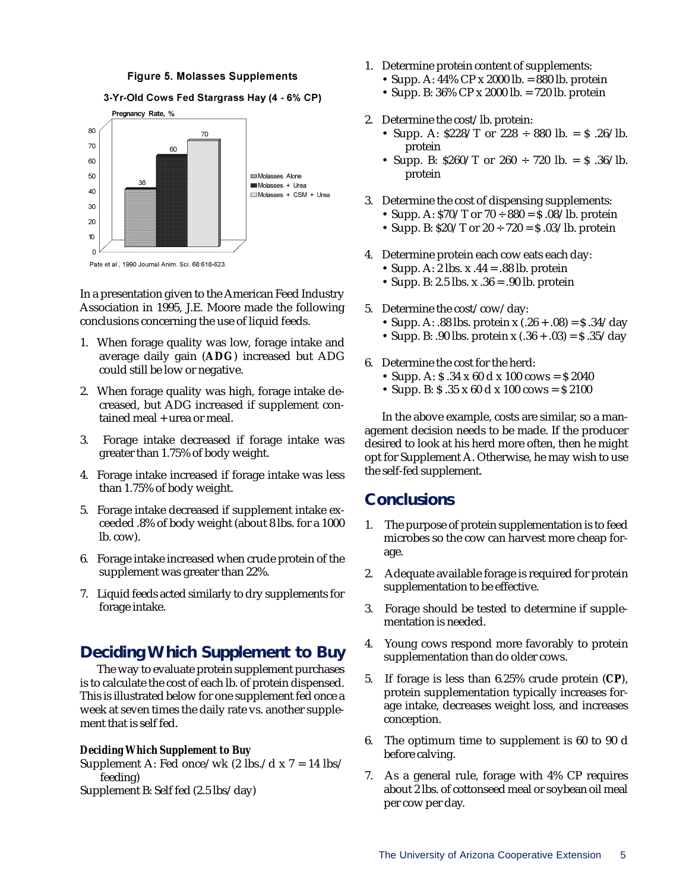**Figure 5. Molasses Supplements**

**3-Yr-Old Cows Fed Stargrass Hay (4 - 6% CP)**

| | Pregnancy Rate, % |
|---|---|
| Molasses Alone | 38 |
| Molasses + Urea | 60 |
| Molasses + CSM + Urea | 70 |

Pate et al., 1990 Journal Anim. Sci. 68:618-623.

In a presentation given to the American Feed Industry Association in 1995, J.E. Moore made the following conclusions concerning the use of liquid feeds.

1. When forage quality was low, forage intake and average daily gain (**ADG**) increased but ADG could still be low or negative.
2. When forage quality was high, forage intake decreased, but ADG increased if supplement contained meal + urea or meal.
3. Forage intake decreased if forage intake was greater than 1.75% of body weight.
4. Forage intake increased if forage intake was less than 1.75% of body weight.
5. Forage intake decreased if supplement intake exceeded .8% of body weight (about 8 lbs. for a 1000 lb. cow).
6. Forage intake increased when crude protein of the supplement was greater than 22%.
7. Liquid feeds acted similarly to dry supplements for forage intake.

## Deciding Which Supplement to Buy

The way to evaluate protein supplement purchases is to calculate the cost of each lb. of protein dispensed. This is illustrated below for one supplement fed once a week at seven times the daily rate vs. another supplement that is self fed.

### *Deciding Which Supplement to Buy*

Supplement A: Fed once/wk (2 lbs./d x 7 = 14 lbs/ feeding)
Supplement B: Self fed (2.5 lbs/day)

1. Determine protein content of supplements:
   - Supp. A: 44% CP x 2000 lb. = 880 lb. protein
   - Supp. B: 36% CP x 2000 lb. = 720 lb. protein
2. Determine the cost/lb. protein:
   - Supp. A: $228/T or 228 ÷ 880 lb. = $ .26/lb. protein
   - Supp. B: $260/T or 260 ÷ 720 lb. = $ .36/lb. protein
3. Determine the cost of dispensing supplements:
   - Supp. A: $70/T or 70 ÷ 880 = $ .08/lb. protein
   - Supp. B: $20/T or 20 ÷ 720 = $ .03/lb. protein
4. Determine protein each cow eats each day:
   - Supp. A: 2 lbs. x .44 = .88 lb. protein
   - Supp. B: 2.5 lbs. x .36 = .90 lb. protein
5. Determine the cost/cow/day:
   - Supp. A: .88 lbs. protein x (.26 + .08) = $ .34/day
   - Supp. B: .90 lbs. protein x (.36 + .03) = $ .35/day
6. Determine the cost for the herd:
   - Supp. A: $ .34 x 60 d x 100 cows = $ 2040
   - Supp. B: $ .35 x 60 d x 100 cows = $ 2100

In the above example, costs are similar, so a management decision needs to be made. If the producer desired to look at his herd more often, then he might opt for Supplement A. Otherwise, he may wish to use the self-fed supplement.

## Conclusions

1. The purpose of protein supplementation is to feed microbes so the cow can harvest more cheap forage.
2. Adequate available forage is required for protein supplementation to be effective.
3. Forage should be tested to determine if supplementation is needed.
4. Young cows respond more favorably to protein supplementation than do older cows.
5. If forage is less than 6.25% crude protein (**CP**), protein supplementation typically increases forage intake, decreases weight loss, and increases conception.
6. The optimum time to supplement is 60 to 90 d before calving.
7. As a general rule, forage with 4% CP requires about 2 lbs. of cottonseed meal or soybean oil meal per cow per day.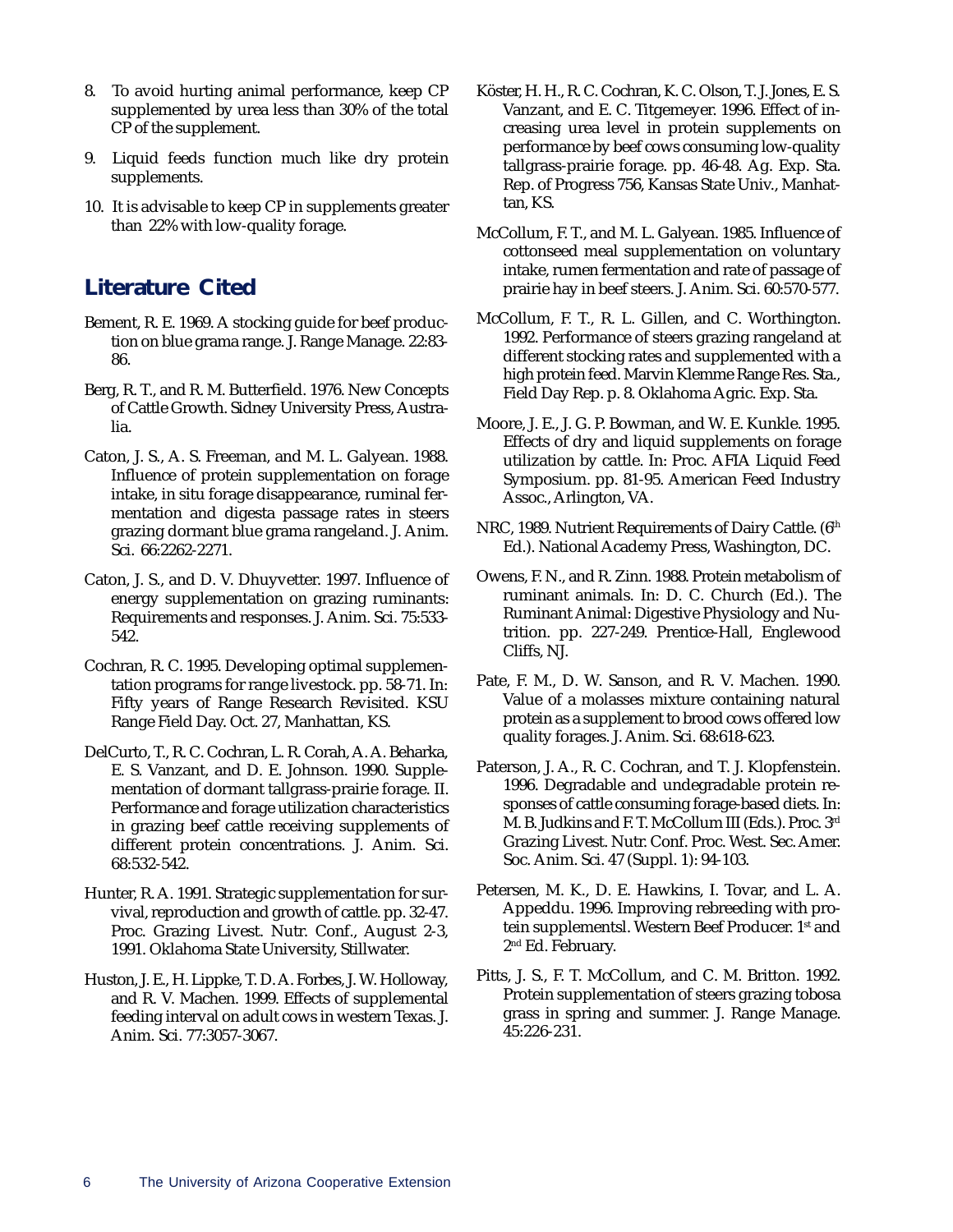8. To avoid hurting animal performance, keep CP supplemented by urea less than 30% of the total CP of the supplement.

9. Liquid feeds function much like dry protein supplements.

10. It is advisable to keep CP in supplements greater than 22% with low-quality forage.

## Literature Cited

Bement, R. E. 1969. A stocking guide for beef production on blue grama range. J. Range Manage. 22:83-86.

Berg, R. T., and R. M. Butterfield. 1976. New Concepts of Cattle Growth. Sidney University Press, Australia.

Caton, J. S., A. S. Freeman, and M. L. Galyean. 1988. Influence of protein supplementation on forage intake, in situ forage disappearance, ruminal fermentation and digesta passage rates in steers grazing dormant blue grama rangeland. J. Anim. Sci. 66:2262-2271.

Caton, J. S., and D. V. Dhuyvetter. 1997. Influence of energy supplementation on grazing ruminants: Requirements and responses. J. Anim. Sci. 75:533-542.

Cochran, R. C. 1995. Developing optimal supplementation programs for range livestock. pp. 58-71. In: Fifty years of Range Research Revisited. KSU Range Field Day. Oct. 27, Manhattan, KS.

DelCurto, T., R. C. Cochran, L. R. Corah, A. A. Beharka, E. S. Vanzant, and D. E. Johnson. 1990. Supplementation of dormant tallgrass-prairie forage. II. Performance and forage utilization characteristics in grazing beef cattle receiving supplements of different protein concentrations. J. Anim. Sci. 68:532-542.

Hunter, R. A. 1991. Strategic supplementation for survival, reproduction and growth of cattle. pp. 32-47. Proc. Grazing Livest. Nutr. Conf., August 2-3, 1991. Oklahoma State University, Stillwater.

Huston, J. E., H. Lippke, T. D. A. Forbes, J. W. Holloway, and R. V. Machen. 1999. Effects of supplemental feeding interval on adult cows in western Texas. J. Anim. Sci. 77:3057-3067.

Köster, H. H., R. C. Cochran, K. C. Olson, T. J. Jones, E. S. Vanzant, and E. C. Titgemeyer. 1996. Effect of increasing urea level in protein supplements on performance by beef cows consuming low-quality tallgrass-prairie forage. pp. 46-48. Ag. Exp. Sta. Rep. of Progress 756, Kansas State Univ., Manhattan, KS.

McCollum, F. T., and M. L. Galyean. 1985. Influence of cottonseed meal supplementation on voluntary intake, rumen fermentation and rate of passage of prairie hay in beef steers. J. Anim. Sci. 60:570-577.

McCollum, F. T., R. L. Gillen, and C. Worthington. 1992. Performance of steers grazing rangeland at different stocking rates and supplemented with a high protein feed. Marvin Klemme Range Res. Sta., Field Day Rep. p. 8. Oklahoma Agric. Exp. Sta.

Moore, J. E., J. G. P. Bowman, and W. E. Kunkle. 1995. Effects of dry and liquid supplements on forage utilization by cattle. In: Proc. AFIA Liquid Feed Symposium. pp. 81-95. American Feed Industry Assoc., Arlington, VA.

NRC, 1989. Nutrient Requirements of Dairy Cattle. (6th Ed.). National Academy Press, Washington, DC.

Owens, F. N., and R. Zinn. 1988. Protein metabolism of ruminant animals. In: D. C. Church (Ed.). The Ruminant Animal: Digestive Physiology and Nutrition. pp. 227-249. Prentice-Hall, Englewood Cliffs, NJ.

Pate, F. M., D. W. Sanson, and R. V. Machen. 1990. Value of a molasses mixture containing natural protein as a supplement to brood cows offered low quality forages. J. Anim. Sci. 68:618-623.

Paterson, J. A., R. C. Cochran, and T. J. Klopfenstein. 1996. Degradable and undegradable protein responses of cattle consuming forage-based diets. In: M. B. Judkins and F. T. McCollum III (Eds.). Proc. 3rd Grazing Livest. Nutr. Conf. Proc. West. Sec. Amer. Soc. Anim. Sci. 47 (Suppl. 1): 94-103.

Petersen, M. K., D. E. Hawkins, I. Tovar, and L. A. Appeddu. 1996. Improving rebreeding with protein supplementsl. Western Beef Producer. 1st and 2nd Ed. February.

Pitts, J. S., F. T. McCollum, and C. M. Britton. 1992. Protein supplementation of steers grazing tobosa grass in spring and summer. J. Range Manage. 45:226-231.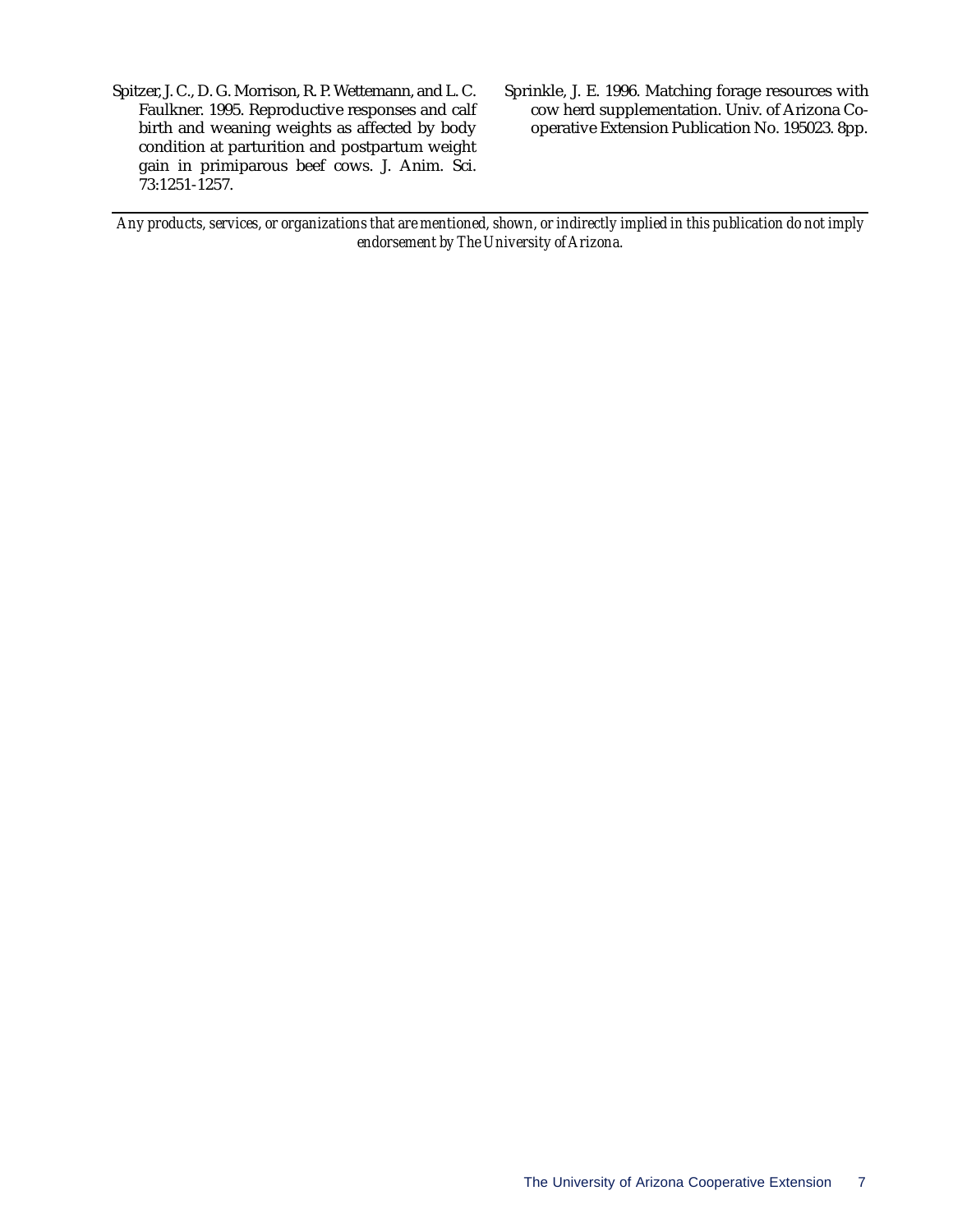Spitzer, J. C., D. G. Morrison, R. P. Wettemann, and L. C. Faulkner. 1995. Reproductive responses and calf birth and weaning weights as affected by body condition at parturition and postpartum weight gain in primiparous beef cows. J. Anim. Sci. 73:1251-1257.

Sprinkle, J. E. 1996. Matching forage resources with cow herd supplementation. Univ. of Arizona Cooperative Extension Publication No. 195023. 8pp.

---

*Any products, services, or organizations that are mentioned, shown, or indirectly implied in this publication do not imply endorsement by The University of Arizona.*